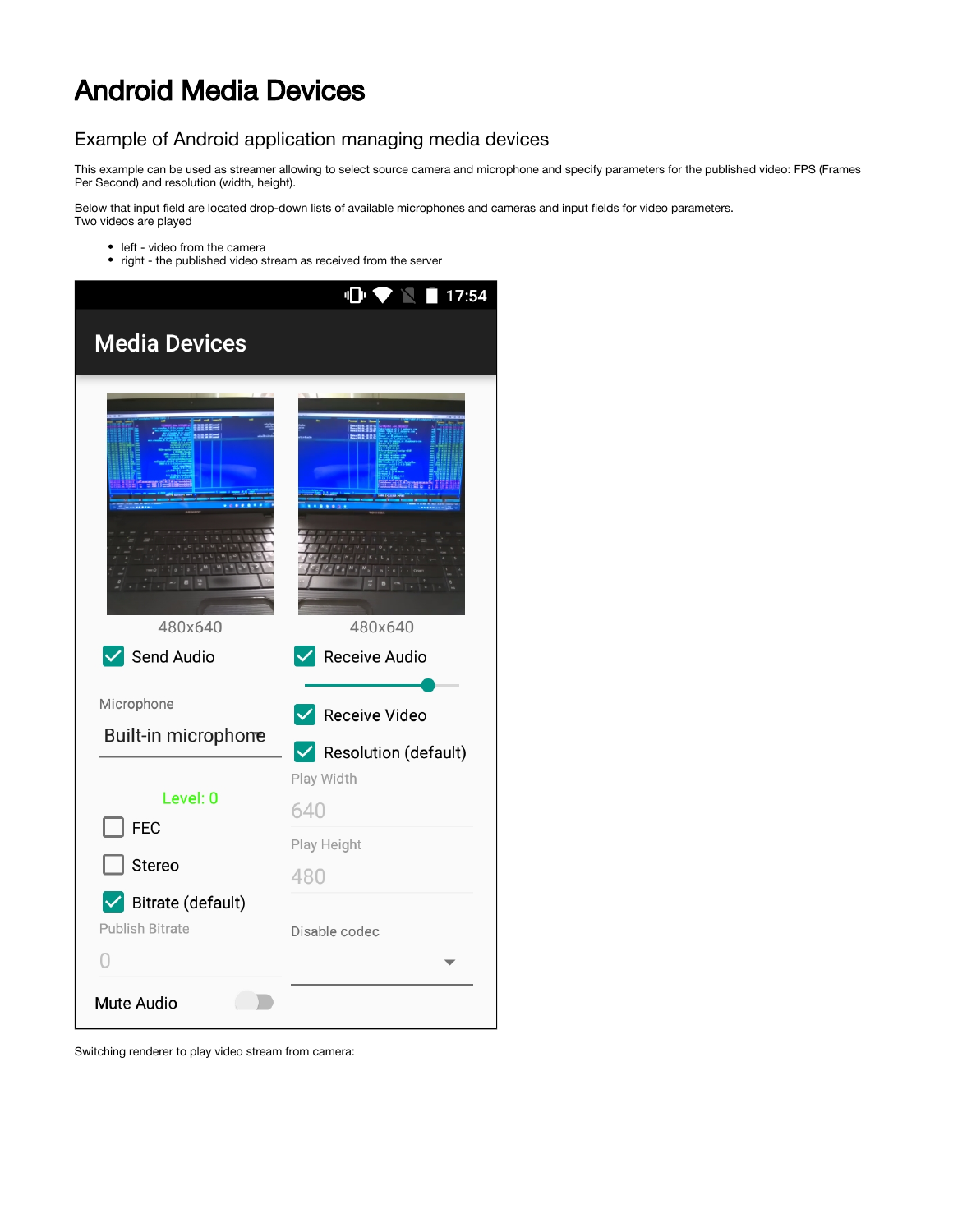# Android Media Devices

## Example of Android application managing media devices

This example can be used as streamer allowing to select source camera and microphone and specify parameters for the published video: FPS (Frames Per Second) and resolution (width, height).

Below that input field are located drop-down lists of available microphones and cameras and input fields for video parameters.
Two videos are played

- left - video from the camera
- right - the published video stream as received from the server

Switching renderer to play video stream from camera: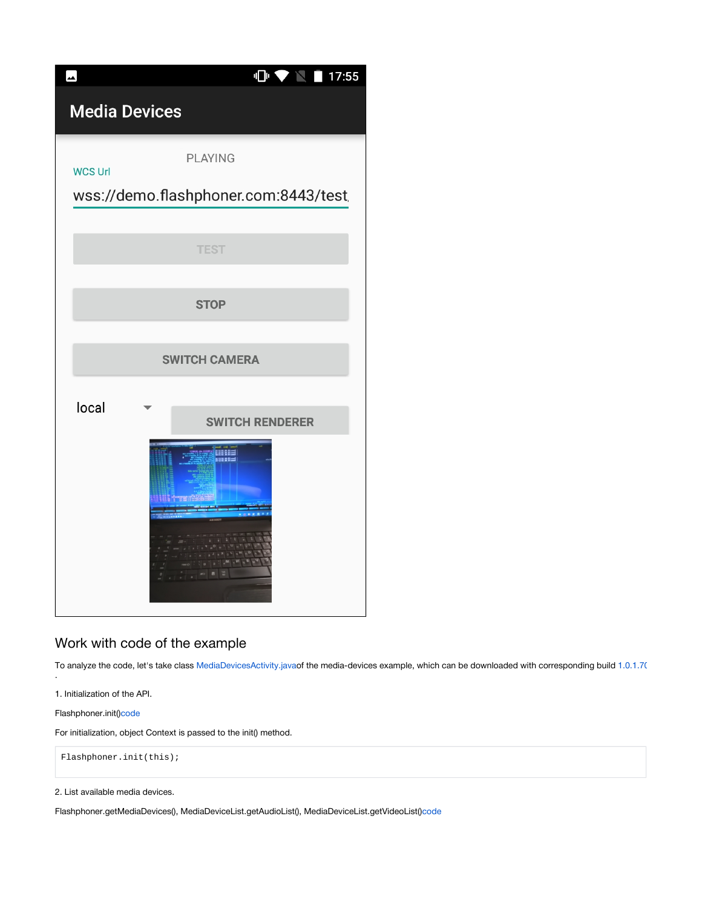## Work with code of the example

To analyze the code, let's take class MediaDevicesActivity.javaof the media-devices example, which can be downloaded with corresponding build 1.0.1.70
.

1. Initialization of the API.

Flashphoner.init()code

For initialization, object Context is passed to the init() method.

```
Flashphoner.init(this);
```

2. List available media devices.

Flashphoner.getMediaDevices(), MediaDeviceList.getAudioList(), MediaDeviceList.getVideoList()code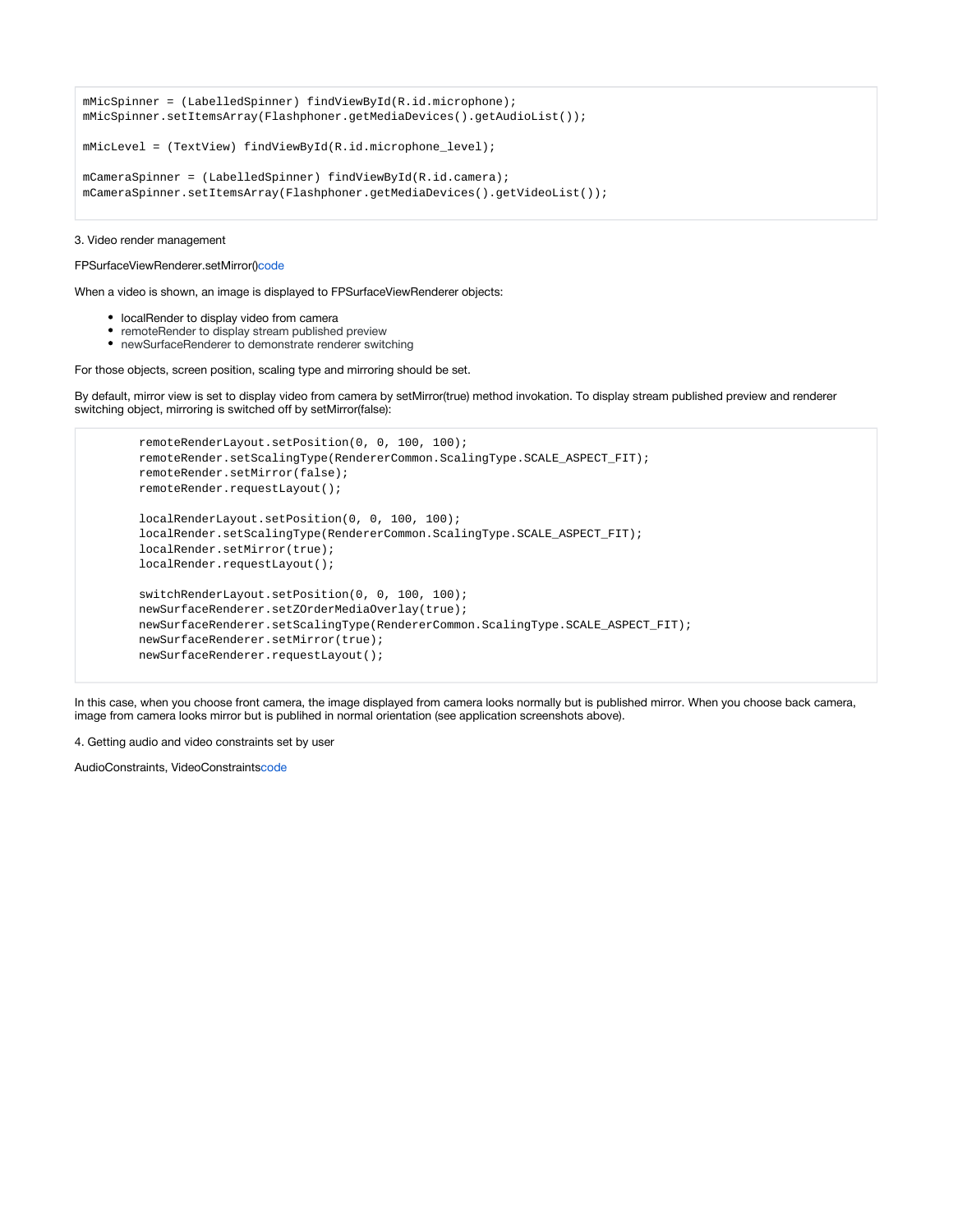```
mMicSpinner = (LabelledSpinner) findViewById(R.id.microphone);
mMicSpinner.setItemsArray(Flashphoner.getMediaDevices().getAudioList());

mMicLevel = (TextView) findViewById(R.id.microphone_level);

mCameraSpinner = (LabelledSpinner) findViewById(R.id.camera);
mCameraSpinner.setItemsArray(Flashphoner.getMediaDevices().getVideoList());
```

3. Video render management

FPSurfaceViewRenderer.setMirror()code

When a video is shown, an image is displayed to FPSurfaceViewRenderer objects:

- localRender to display video from camera
- remoteRender to display stream published preview
- newSurfaceRenderer to demonstrate renderer switching

For those objects, screen position, scaling type and mirroring should be set.

By default, mirror view is set to display video from camera by setMirror(true) method invokation. To display stream published preview and renderer switching object, mirroring is switched off by setMirror(false):

```
        remoteRenderLayout.setPosition(0, 0, 100, 100);
        remoteRender.setScalingType(RendererCommon.ScalingType.SCALE_ASPECT_FIT);
        remoteRender.setMirror(false);
        remoteRender.requestLayout();

        localRenderLayout.setPosition(0, 0, 100, 100);
        localRender.setScalingType(RendererCommon.ScalingType.SCALE_ASPECT_FIT);
        localRender.setMirror(true);
        localRender.requestLayout();

        switchRenderLayout.setPosition(0, 0, 100, 100);
        newSurfaceRenderer.setZOrderMediaOverlay(true);
        newSurfaceRenderer.setScalingType(RendererCommon.ScalingType.SCALE_ASPECT_FIT);
        newSurfaceRenderer.setMirror(true);
        newSurfaceRenderer.requestLayout();
```

In this case, when you choose front camera, the image displayed from camera looks normally but is published mirror. When you choose back camera, image from camera looks mirror but is publihed in normal orientation (see application screenshots above).

4. Getting audio and video constraints set by user

AudioConstraints, VideoConstraintscode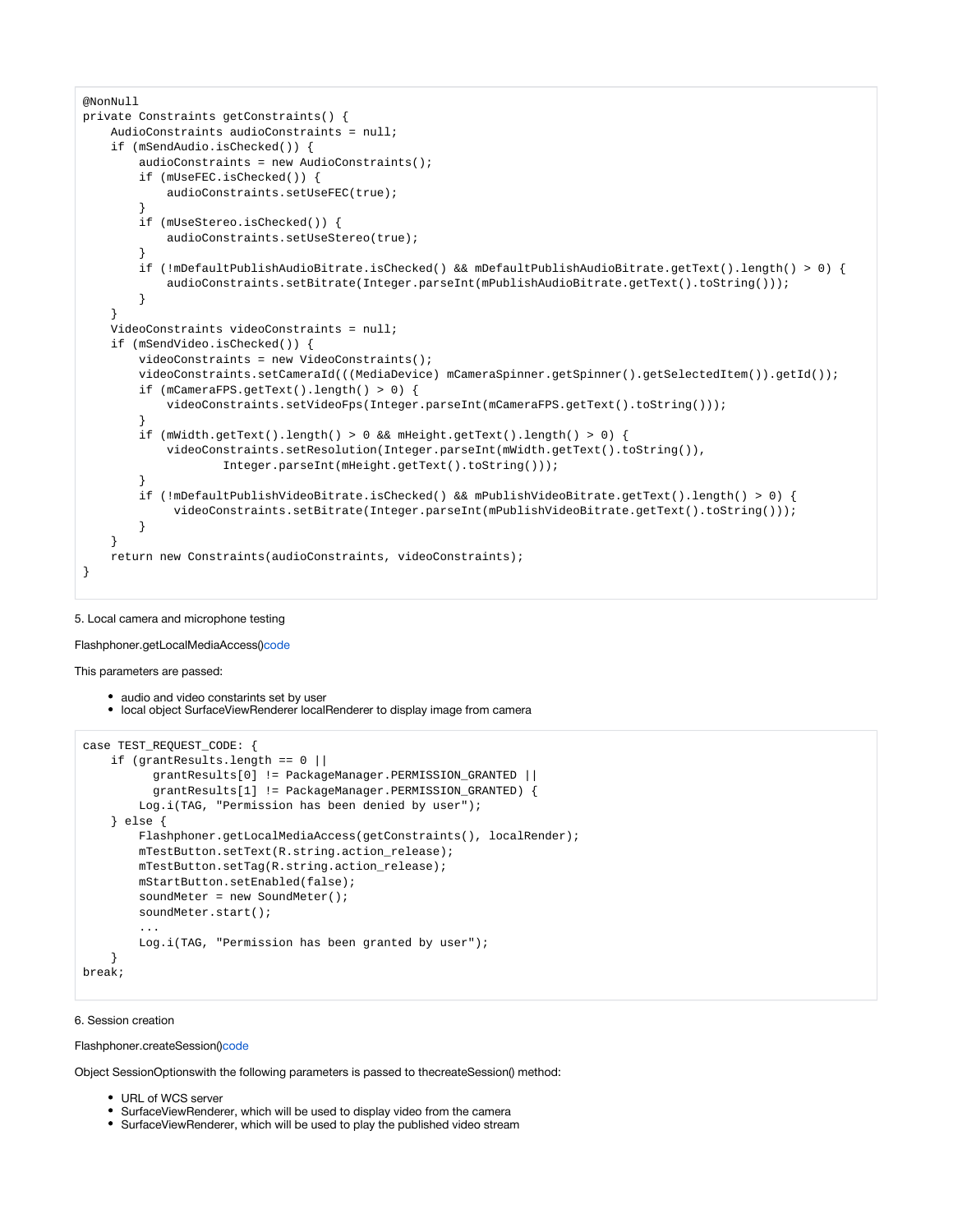```
@NonNull
private Constraints getConstraints() {
    AudioConstraints audioConstraints = null;
    if (mSendAudio.isChecked()) {
        audioConstraints = new AudioConstraints();
        if (mUseFEC.isChecked()) {
            audioConstraints.setUseFEC(true);
        }
        if (mUseStereo.isChecked()) {
            audioConstraints.setUseStereo(true);
        }
        if (!mDefaultPublishAudioBitrate.isChecked() && mDefaultPublishAudioBitrate.getText().length() > 0) {
            audioConstraints.setBitrate(Integer.parseInt(mPublishAudioBitrate.getText().toString()));
        }
    }
    VideoConstraints videoConstraints = null;
    if (mSendVideo.isChecked()) {
        videoConstraints = new VideoConstraints();
        videoConstraints.setCameraId(((MediaDevice) mCameraSpinner.getSpinner().getSelectedItem()).getId());
        if (mCameraFPS.getText().length() > 0) {
            videoConstraints.setVideoFps(Integer.parseInt(mCameraFPS.getText().toString()));
        }
        if (mWidth.getText().length() > 0 && mHeight.getText().length() > 0) {
            videoConstraints.setResolution(Integer.parseInt(mWidth.getText().toString()),
                    Integer.parseInt(mHeight.getText().toString()));
        }
        if (!mDefaultPublishVideoBitrate.isChecked() && mPublishVideoBitrate.getText().length() > 0) {
             videoConstraints.setBitrate(Integer.parseInt(mPublishVideoBitrate.getText().toString()));
        }
    }
    return new Constraints(audioConstraints, videoConstraints);
}
```

5. Local camera and microphone testing

Flashphoner.getLocalMediaAccess()code

This parameters are passed:

- audio and video constarints set by user
- local object SurfaceViewRenderer localRenderer to display image from camera

```
case TEST_REQUEST_CODE: {
    if (grantResults.length == 0 ||
         grantResults[0] != PackageManager.PERMISSION_GRANTED ||
         grantResults[1] != PackageManager.PERMISSION_GRANTED) {
        Log.i(TAG, "Permission has been denied by user");
    } else {
        Flashphoner.getLocalMediaAccess(getConstraints(), localRender);
        mTestButton.setText(R.string.action_release);
        mTestButton.setTag(R.string.action_release);
        mStartButton.setEnabled(false);
        soundMeter = new SoundMeter();
        soundMeter.start();
        ...
        Log.i(TAG, "Permission has been granted by user");
    }
break;
```

6. Session creation

Flashphoner.createSession()code

Object SessionOptionswith the following parameters is passed to thecreateSession() method:

- URL of WCS server
- SurfaceViewRenderer, which will be used to display video from the camera
- SurfaceViewRenderer, which will be used to play the published video stream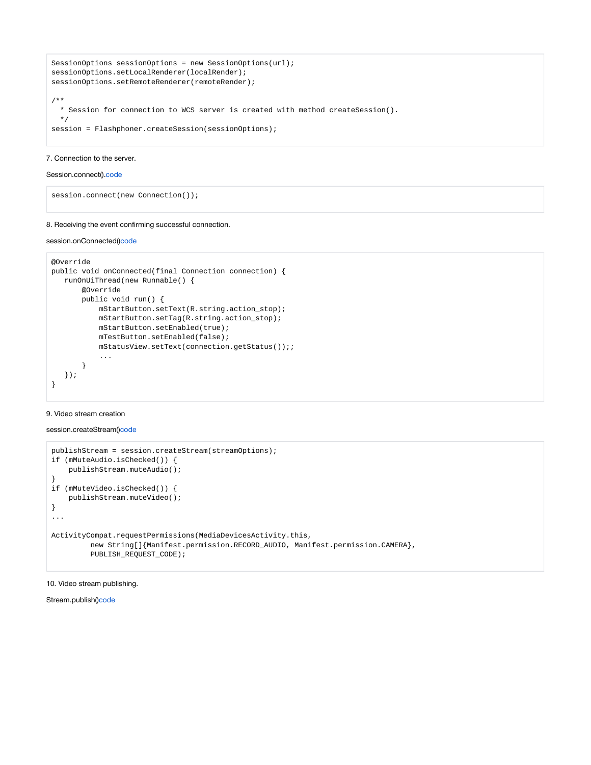```
SessionOptions sessionOptions = new SessionOptions(url);
sessionOptions.setLocalRenderer(localRender);
sessionOptions.setRemoteRenderer(remoteRender);

/**
  * Session for connection to WCS server is created with method createSession().
  */
session = Flashphoner.createSession(sessionOptions);
```

7. Connection to the server.

Session.connect().code

```
session.connect(new Connection());
```

8. Receiving the event confirming successful connection.

session.onConnected()code

```
@Override
public void onConnected(final Connection connection) {
   runOnUiThread(new Runnable() {
       @Override
       public void run() {
           mStartButton.setText(R.string.action_stop);
           mStartButton.setTag(R.string.action_stop);
           mStartButton.setEnabled(true);
           mTestButton.setEnabled(false);
           mStatusView.setText(connection.getStatus());;
           ...
       }
   });
}
```

9. Video stream creation

session.createStream()code

```
publishStream = session.createStream(streamOptions);
if (mMuteAudio.isChecked()) {
    publishStream.muteAudio();
}
if (mMuteVideo.isChecked()) {
    publishStream.muteVideo();
}
...

ActivityCompat.requestPermissions(MediaDevicesActivity.this,
         new String[]{Manifest.permission.RECORD_AUDIO, Manifest.permission.CAMERA},
         PUBLISH_REQUEST_CODE);
```

10. Video stream publishing.

Stream.publish()code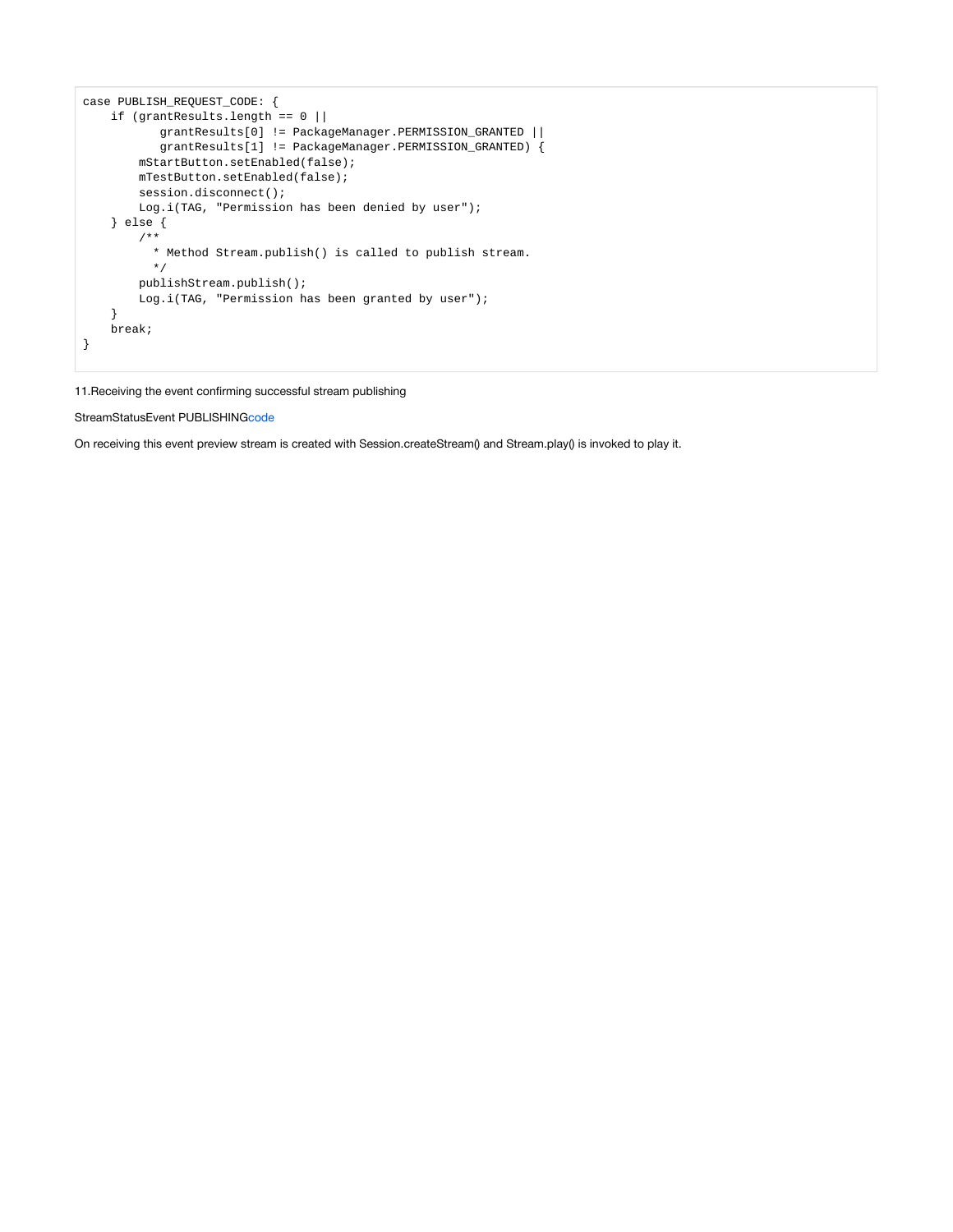```
case PUBLISH_REQUEST_CODE: {
    if (grantResults.length == 0 ||
           grantResults[0] != PackageManager.PERMISSION_GRANTED ||
           grantResults[1] != PackageManager.PERMISSION_GRANTED) {
        mStartButton.setEnabled(false);
        mTestButton.setEnabled(false);
        session.disconnect();
        Log.i(TAG, "Permission has been denied by user");
    } else {
        /**
          * Method Stream.publish() is called to publish stream.
          */
        publishStream.publish();
        Log.i(TAG, "Permission has been granted by user");
    }
    break;
}
```

11.Receiving the event confirming successful stream publishing

StreamStatusEvent PUBLISHINGcode

On receiving this event preview stream is created with Session.createStream() and Stream.play() is invoked to play it.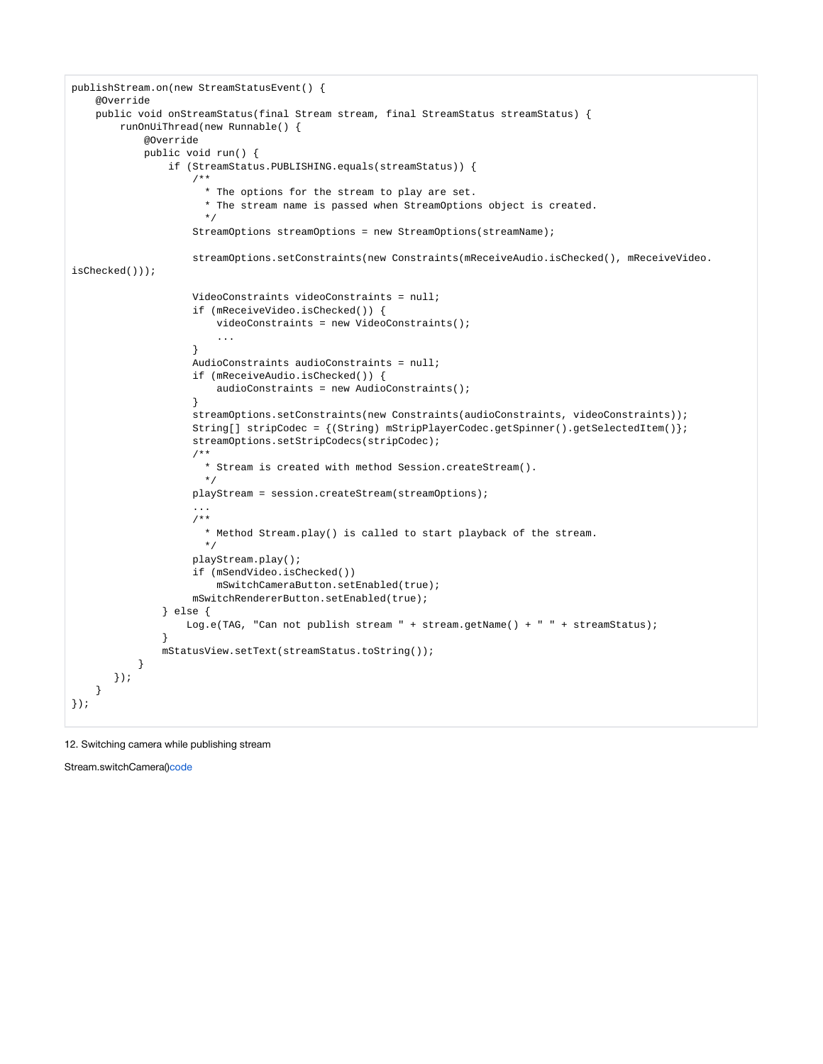```
publishStream.on(new StreamStatusEvent() {
    @Override
    public void onStreamStatus(final Stream stream, final StreamStatus streamStatus) {
        runOnUiThread(new Runnable() {
            @Override
            public void run() {
                if (StreamStatus.PUBLISHING.equals(streamStatus)) {
                    /**
                      * The options for the stream to play are set.
                      * The stream name is passed when StreamOptions object is created.
                      */
                    StreamOptions streamOptions = new StreamOptions(streamName);

                    streamOptions.setConstraints(new Constraints(mReceiveAudio.isChecked(), mReceiveVideo.
isChecked()));

                    VideoConstraints videoConstraints = null;
                    if (mReceiveVideo.isChecked()) {
                        videoConstraints = new VideoConstraints();
                        ...
                    }
                    AudioConstraints audioConstraints = null;
                    if (mReceiveAudio.isChecked()) {
                        audioConstraints = new AudioConstraints();
                    }
                    streamOptions.setConstraints(new Constraints(audioConstraints, videoConstraints));
                    String[] stripCodec = {(String) mStripPlayerCodec.getSpinner().getSelectedItem()};
                    streamOptions.setStripCodecs(stripCodec);
                    /**
                      * Stream is created with method Session.createStream().
                      */
                    playStream = session.createStream(streamOptions);
                    ...
                    /**
                      * Method Stream.play() is called to start playback of the stream.
                      */
                    playStream.play();
                    if (mSendVideo.isChecked())
                        mSwitchCameraButton.setEnabled(true);
                    mSwitchRendererButton.setEnabled(true);
               } else {
                   Log.e(TAG, "Can not publish stream " + stream.getName() + " " + streamStatus);
               }
               mStatusView.setText(streamStatus.toString());
           }
       });
    }
});
```

12. Switching camera while publishing stream

Stream.switchCamera()code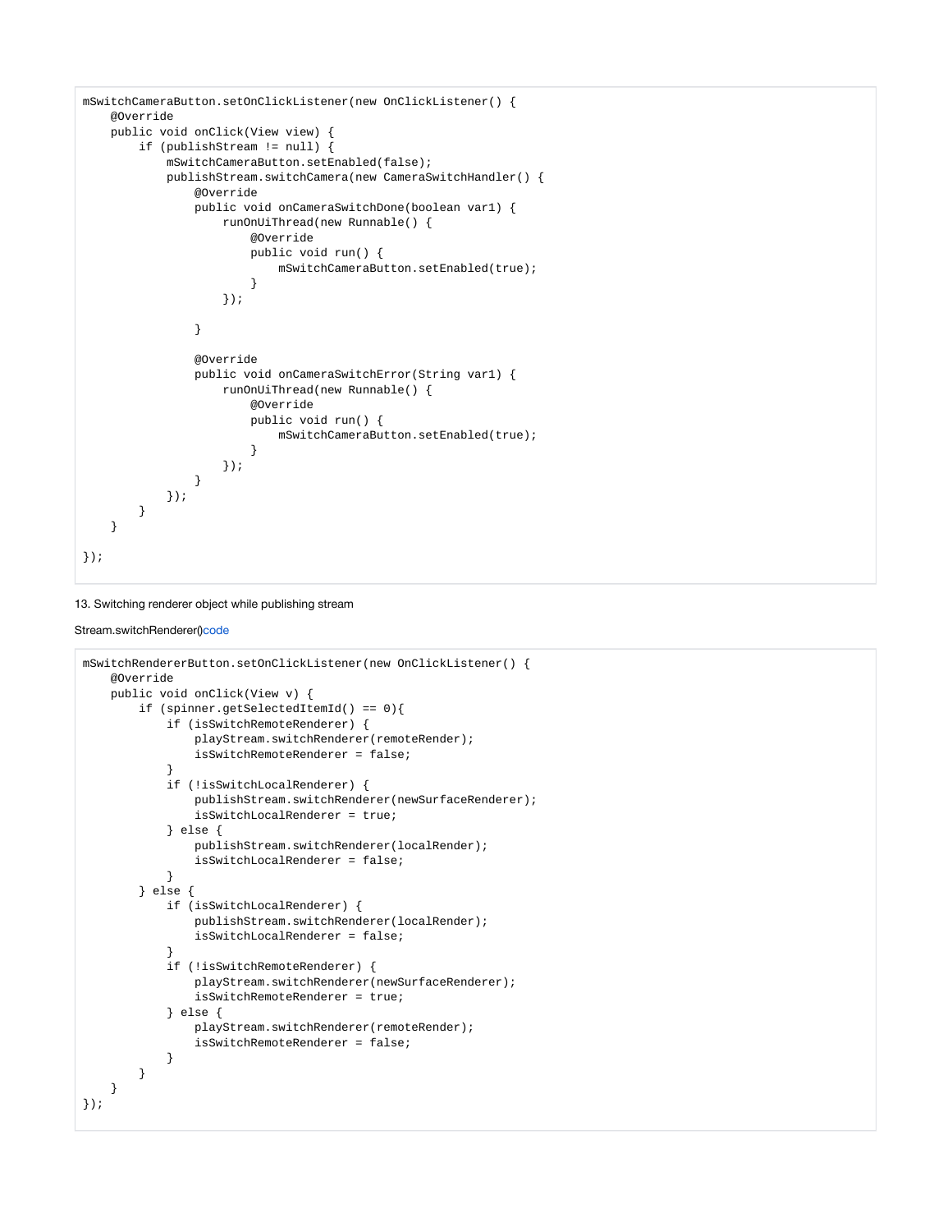```
mSwitchCameraButton.setOnClickListener(new OnClickListener() {
    @Override
    public void onClick(View view) {
        if (publishStream != null) {
            mSwitchCameraButton.setEnabled(false);
            publishStream.switchCamera(new CameraSwitchHandler() {
                @Override
                public void onCameraSwitchDone(boolean var1) {
                    runOnUiThread(new Runnable() {
                        @Override
                        public void run() {
                            mSwitchCameraButton.setEnabled(true);
                        }
                    });

                }

                @Override
                public void onCameraSwitchError(String var1) {
                    runOnUiThread(new Runnable() {
                        @Override
                        public void run() {
                            mSwitchCameraButton.setEnabled(true);
                        }
                    });
                }
            });
        }
    }

});
```

13. Switching renderer object while publishing stream

Stream.switchRenderer()code

```
mSwitchRendererButton.setOnClickListener(new OnClickListener() {
    @Override
    public void onClick(View v) {
        if (spinner.getSelectedItemId() == 0){
            if (isSwitchRemoteRenderer) {
                playStream.switchRenderer(remoteRender);
                isSwitchRemoteRenderer = false;
            }
            if (!isSwitchLocalRenderer) {
                publishStream.switchRenderer(newSurfaceRenderer);
                isSwitchLocalRenderer = true;
            } else {
                publishStream.switchRenderer(localRender);
                isSwitchLocalRenderer = false;
            }
        } else {
            if (isSwitchLocalRenderer) {
                publishStream.switchRenderer(localRender);
                isSwitchLocalRenderer = false;
            }
            if (!isSwitchRemoteRenderer) {
                playStream.switchRenderer(newSurfaceRenderer);
                isSwitchRemoteRenderer = true;
            } else {
                playStream.switchRenderer(remoteRender);
                isSwitchRemoteRenderer = false;
            }
        }
    }
});
```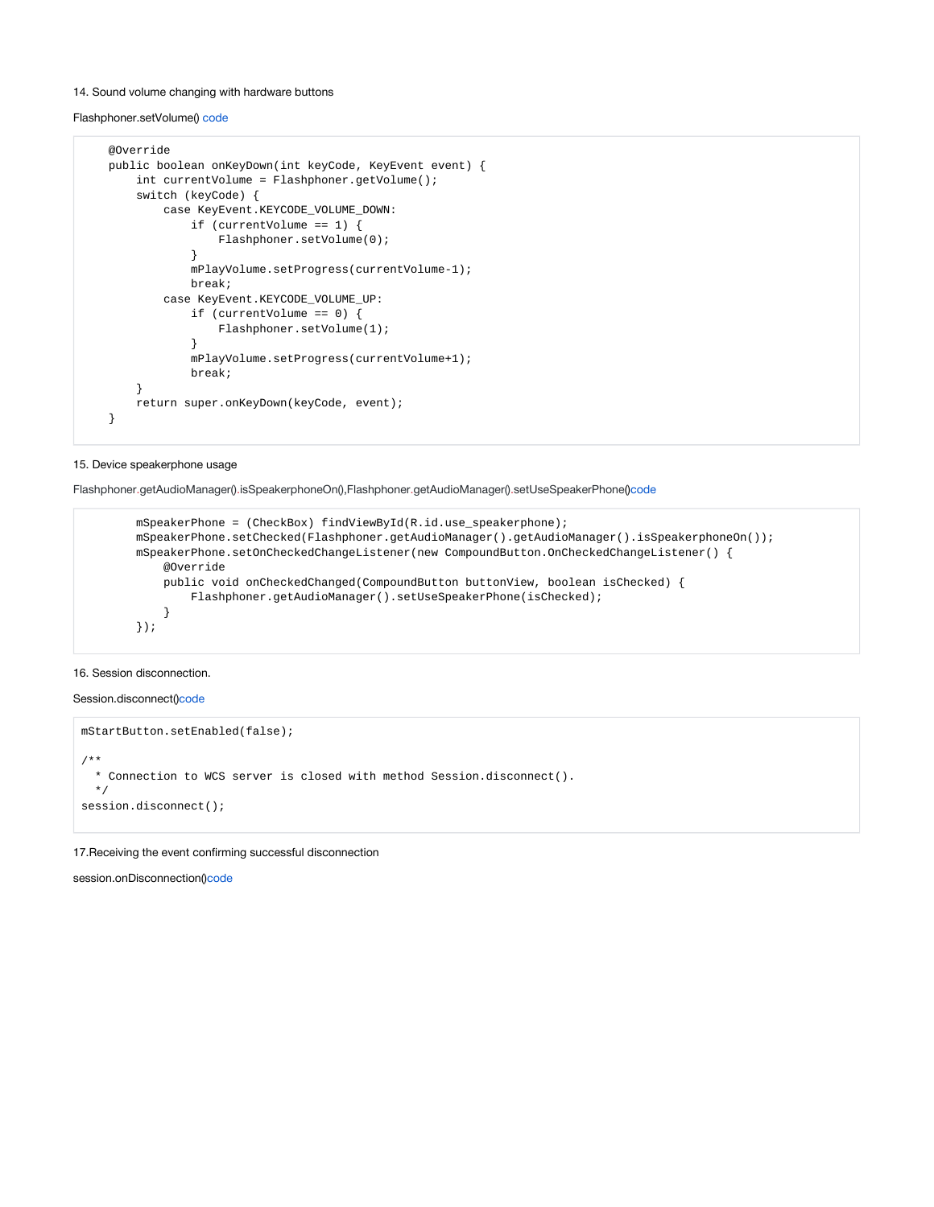14. Sound volume changing with hardware buttons

Flashphoner.setVolume() code

```
    @Override
    public boolean onKeyDown(int keyCode, KeyEvent event) {
        int currentVolume = Flashphoner.getVolume();
        switch (keyCode) {
            case KeyEvent.KEYCODE_VOLUME_DOWN:
                if (currentVolume == 1) {
                    Flashphoner.setVolume(0);
                }
                mPlayVolume.setProgress(currentVolume-1);
                break;
            case KeyEvent.KEYCODE_VOLUME_UP:
                if (currentVolume == 0) {
                    Flashphoner.setVolume(1);
                }
                mPlayVolume.setProgress(currentVolume+1);
                break;
        }
        return super.onKeyDown(keyCode, event);
    }
```

15. Device speakerphone usage

Flashphoner.getAudioManager().isSpeakerphoneOn(),Flashphoner.getAudioManager().setUseSpeakerPhone()code

```
        mSpeakerPhone = (CheckBox) findViewById(R.id.use_speakerphone);
        mSpeakerPhone.setChecked(Flashphoner.getAudioManager().getAudioManager().isSpeakerphoneOn());
        mSpeakerPhone.setOnCheckedChangeListener(new CompoundButton.OnCheckedChangeListener() {
            @Override
            public void onCheckedChanged(CompoundButton buttonView, boolean isChecked) {
                Flashphoner.getAudioManager().setUseSpeakerPhone(isChecked);
            }
        });
```

16. Session disconnection.

Session.disconnect()code

```
mStartButton.setEnabled(false);

/**
  * Connection to WCS server is closed with method Session.disconnect().
  */
session.disconnect();
```

17.Receiving the event confirming successful disconnection

session.onDisconnection()code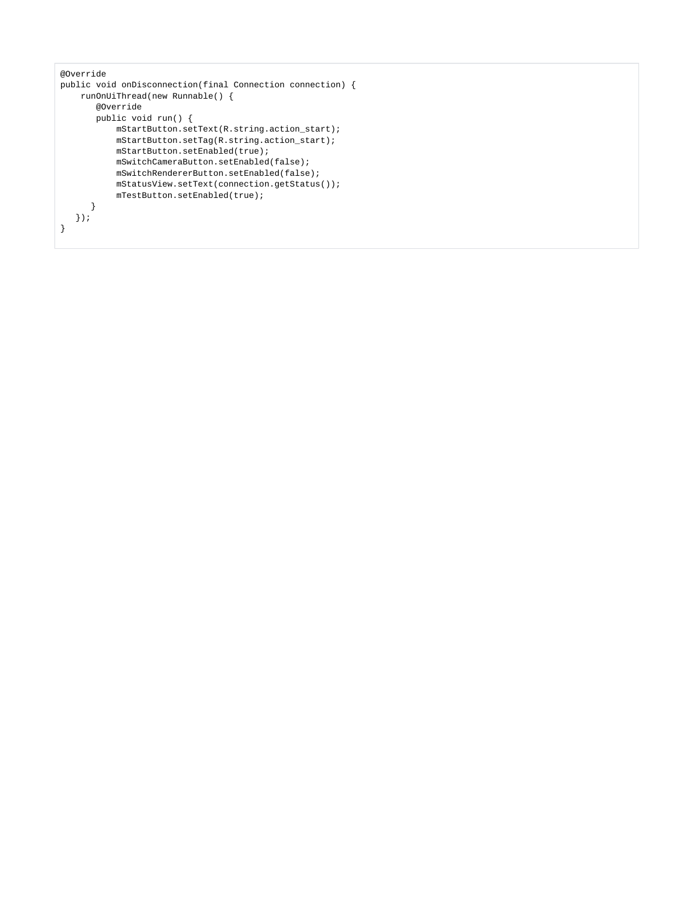```
@Override
public void onDisconnection(final Connection connection) {
    runOnUiThread(new Runnable() {
       @Override
       public void run() {
           mStartButton.setText(R.string.action_start);
           mStartButton.setTag(R.string.action_start);
           mStartButton.setEnabled(true);
           mSwitchCameraButton.setEnabled(false);
           mSwitchRendererButton.setEnabled(false);
           mStatusView.setText(connection.getStatus());
           mTestButton.setEnabled(true);
      }
   });
}
```